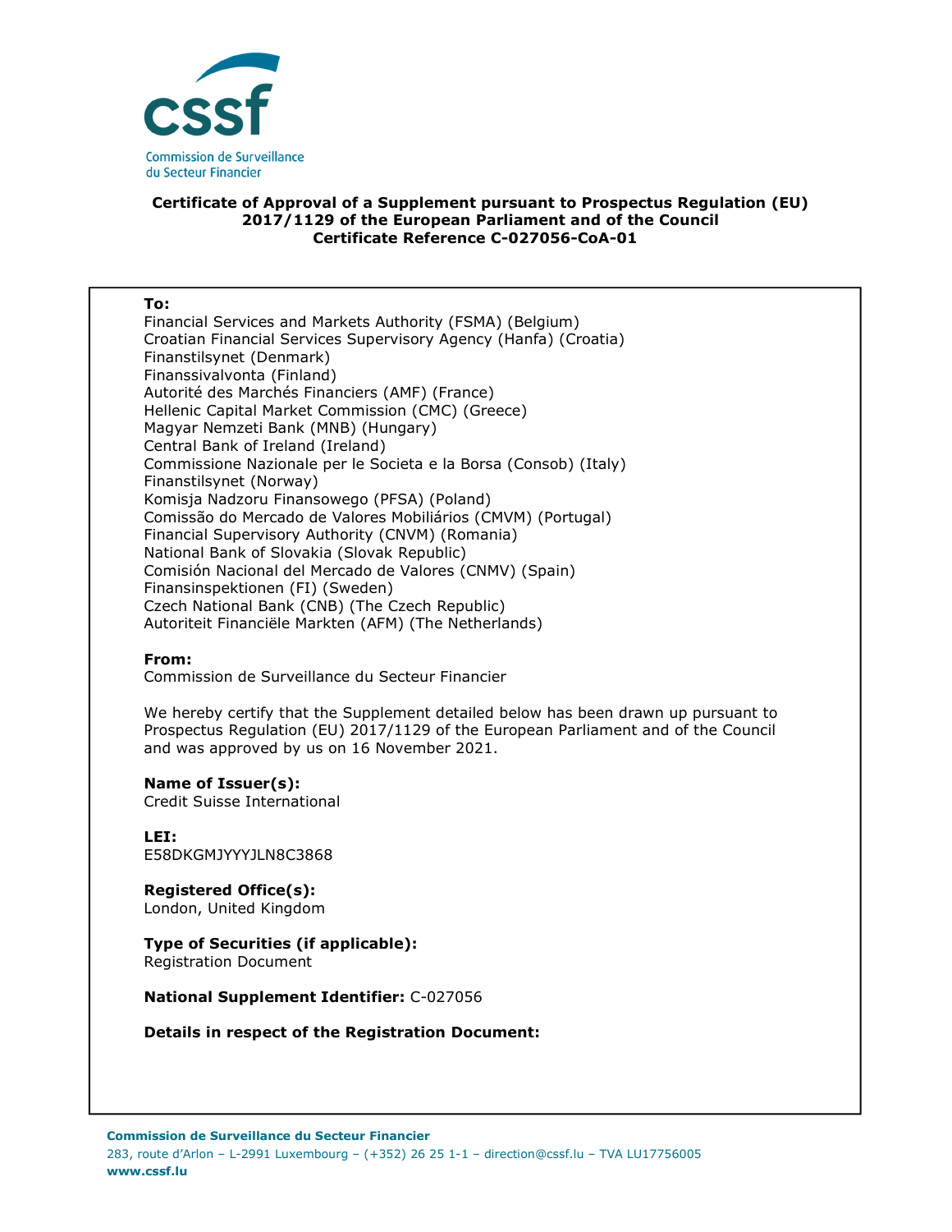**Certificate of Approval of a Supplement pursuant to Prospectus Regulation (EU) 2017/1129 of the European Parliament and of the Council**
**Certificate Reference C-027056-CoA-01**

**To:**
Financial Services and Markets Authority (FSMA) (Belgium)
Croatian Financial Services Supervisory Agency (Hanfa) (Croatia)
Finanstilsynet (Denmark)
Finanssivalvonta (Finland)
Autorité des Marchés Financiers (AMF) (France)
Hellenic Capital Market Commission (CMC) (Greece)
Magyar Nemzeti Bank (MNB) (Hungary)
Central Bank of Ireland (Ireland)
Commissione Nazionale per le Societa e la Borsa (Consob) (Italy)
Finanstilsynet (Norway)
Komisja Nadzoru Finansowego (PFSA) (Poland)
Comissão do Mercado de Valores Mobiliários (CMVM) (Portugal)
Financial Supervisory Authority (CNVM) (Romania)
National Bank of Slovakia (Slovak Republic)
Comisión Nacional del Mercado de Valores (CNMV) (Spain)
Finansinspektionen (FI) (Sweden)
Czech National Bank (CNB) (The Czech Republic)
Autoriteit Financiële Markten (AFM) (The Netherlands)

**From:**
Commission de Surveillance du Secteur Financier

We hereby certify that the Supplement detailed below has been drawn up pursuant to Prospectus Regulation (EU) 2017/1129 of the European Parliament and of the Council and was approved by us on 16 November 2021.

**Name of Issuer(s):**
Credit Suisse International

**LEI:**
E58DKGMJYYYJLN8C3868

**Registered Office(s):**
London, United Kingdom

**Type of Securities (if applicable):**
Registration Document

**National Supplement Identifier:** C-027056

**Details in respect of the Registration Document:**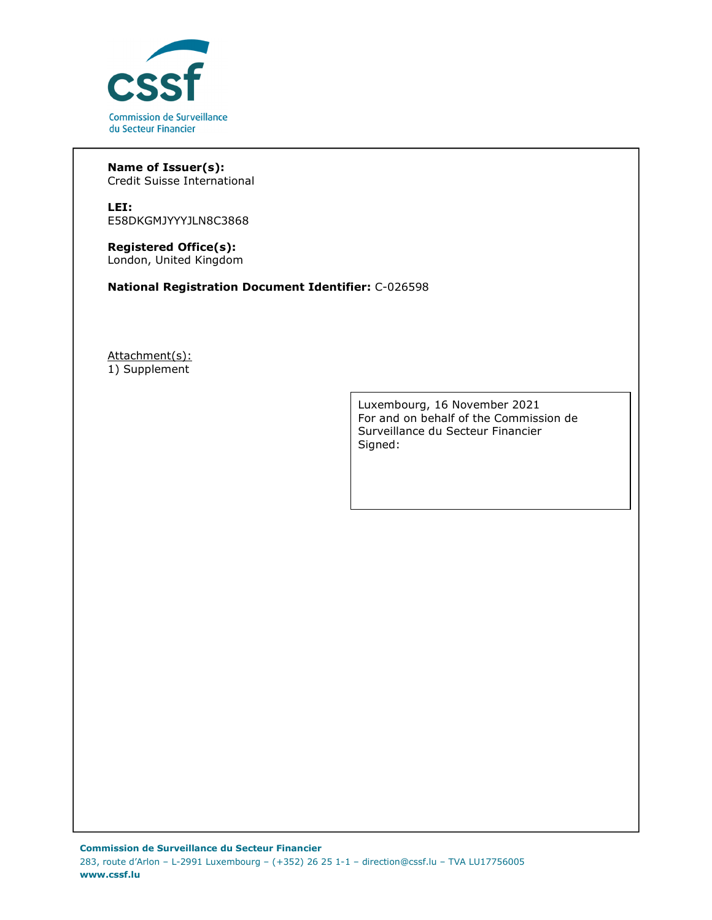**Name of Issuer(s):**
Credit Suisse International

**LEI:**
E58DKGMJYYYJLN8C3868

**Registered Office(s):**
London, United Kingdom

**National Registration Document Identifier:** C-026598

Attachment(s):
1) Supplement

Luxembourg, 16 November 2021
For and on behalf of the Commission de Surveillance du Secteur Financier
Signed:

**Commission de Surveillance du Secteur Financier**
283, route d'Arlon – L-2991 Luxembourg – (+352) 26 25 1-1 – direction@cssf.lu – TVA LU17756005
**www.cssf.lu**